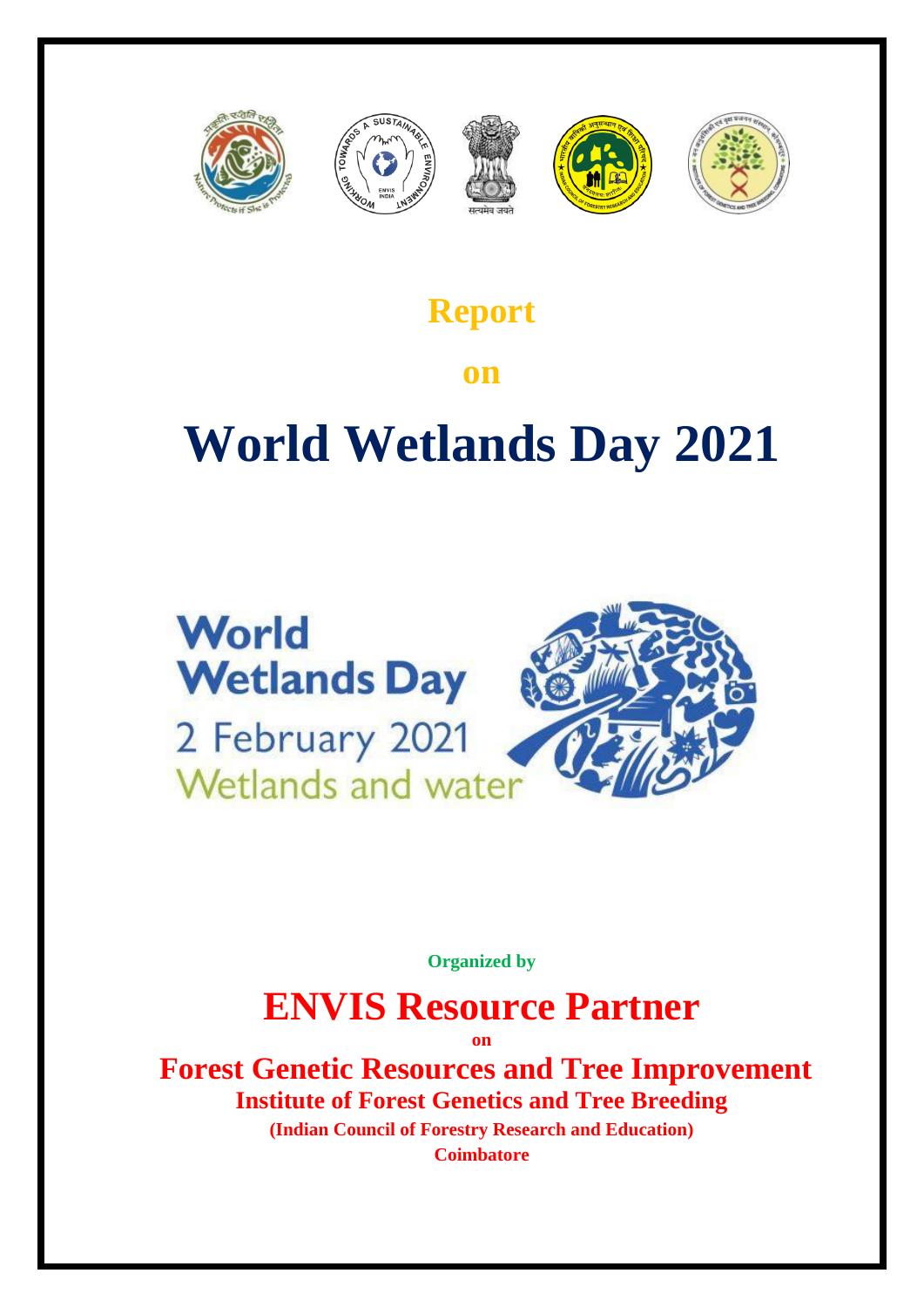# Report

# on

# World Wetlands Day 2021

World Wetlands Day

2 February 2021

Wetlands and water

**Organized by**

## ENVIS Resource Partner

**on**

## Forest Genetic Resources and Tree Improvement

### Institute of Forest Genetics and Tree Breeding

**(Indian Council of Forestry Research and Education)**

**Coimbatore**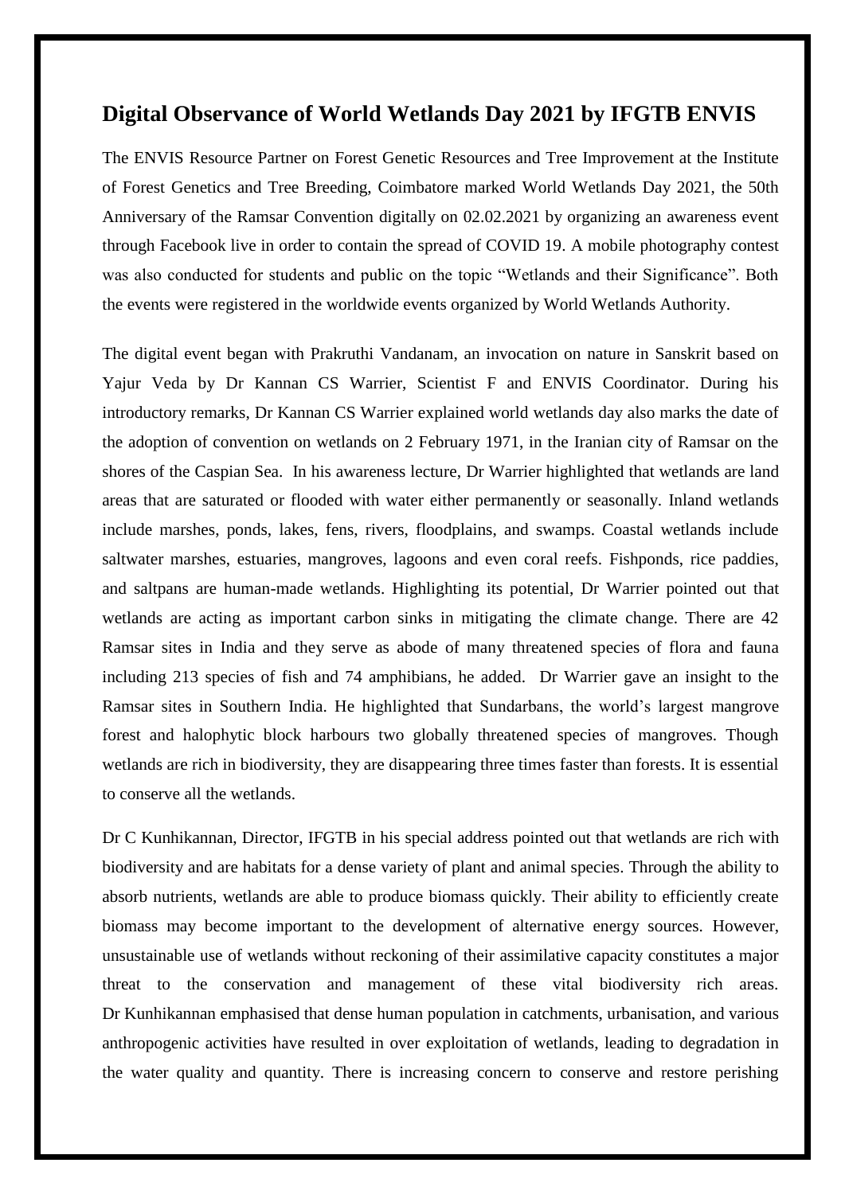## Digital Observance of World Wetlands Day 2021 by IFGTB ENVIS

The ENVIS Resource Partner on Forest Genetic Resources and Tree Improvement at the Institute of Forest Genetics and Tree Breeding, Coimbatore marked World Wetlands Day 2021, the 50th Anniversary of the Ramsar Convention digitally on 02.02.2021 by organizing an awareness event through Facebook live in order to contain the spread of COVID 19. A mobile photography contest was also conducted for students and public on the topic "Wetlands and their Significance". Both the events were registered in the worldwide events organized by World Wetlands Authority.

The digital event began with Prakruthi Vandanam, an invocation on nature in Sanskrit based on Yajur Veda by Dr Kannan CS Warrier, Scientist F and ENVIS Coordinator. During his introductory remarks, Dr Kannan CS Warrier explained world wetlands day also marks the date of the adoption of convention on wetlands on 2 February 1971, in the Iranian city of Ramsar on the shores of the Caspian Sea. In his awareness lecture, Dr Warrier highlighted that wetlands are land areas that are saturated or flooded with water either permanently or seasonally. Inland wetlands include marshes, ponds, lakes, fens, rivers, floodplains, and swamps. Coastal wetlands include saltwater marshes, estuaries, mangroves, lagoons and even coral reefs. Fishponds, rice paddies, and saltpans are human-made wetlands. Highlighting its potential, Dr Warrier pointed out that wetlands are acting as important carbon sinks in mitigating the climate change. There are 42 Ramsar sites in India and they serve as abode of many threatened species of flora and fauna including 213 species of fish and 74 amphibians, he added. Dr Warrier gave an insight to the Ramsar sites in Southern India. He highlighted that Sundarbans, the world's largest mangrove forest and halophytic block harbours two globally threatened species of mangroves. Though wetlands are rich in biodiversity, they are disappearing three times faster than forests. It is essential to conserve all the wetlands.

Dr C Kunhikannan, Director, IFGTB in his special address pointed out that wetlands are rich with biodiversity and are habitats for a dense variety of plant and animal species. Through the ability to absorb nutrients, wetlands are able to produce biomass quickly. Their ability to efficiently create biomass may become important to the development of alternative energy sources. However, unsustainable use of wetlands without reckoning of their assimilative capacity constitutes a major threat to the conservation and management of these vital biodiversity rich areas. Dr Kunhikannan emphasised that dense human population in catchments, urbanisation, and various anthropogenic activities have resulted in over exploitation of wetlands, leading to degradation in the water quality and quantity. There is increasing concern to conserve and restore perishing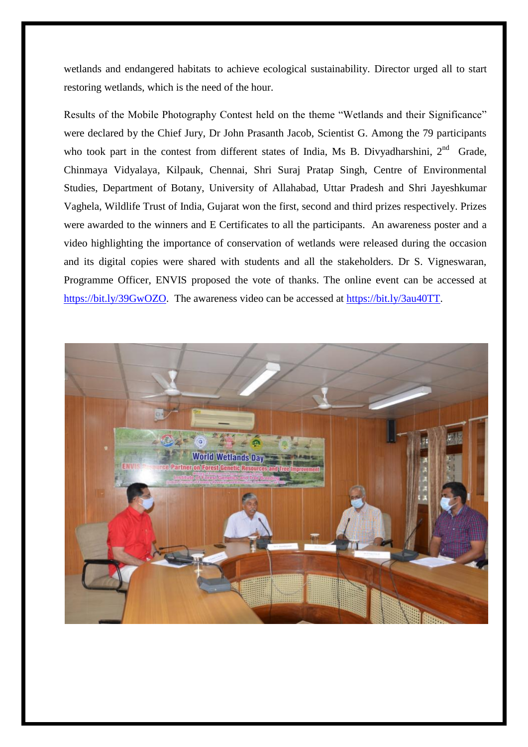wetlands and endangered habitats to achieve ecological sustainability. Director urged all to start restoring wetlands, which is the need of the hour.

Results of the Mobile Photography Contest held on the theme "Wetlands and their Significance" were declared by the Chief Jury, Dr John Prasanth Jacob, Scientist G. Among the 79 participants who took part in the contest from different states of India, Ms B. Divyadharshini, 2nd Grade, Chinmaya Vidyalaya, Kilpauk, Chennai, Shri Suraj Pratap Singh, Centre of Environmental Studies, Department of Botany, University of Allahabad, Uttar Pradesh and Shri Jayeshkumar Vaghela, Wildlife Trust of India, Gujarat won the first, second and third prizes respectively. Prizes were awarded to the winners and E Certificates to all the participants. An awareness poster and a video highlighting the importance of conservation of wetlands were released during the occasion and its digital copies were shared with students and all the stakeholders. Dr S. Vigneswaran, Programme Officer, ENVIS proposed the vote of thanks. The online event can be accessed at https://bit.ly/39GwOZO. The awareness video can be accessed at https://bit.ly/3au40TT.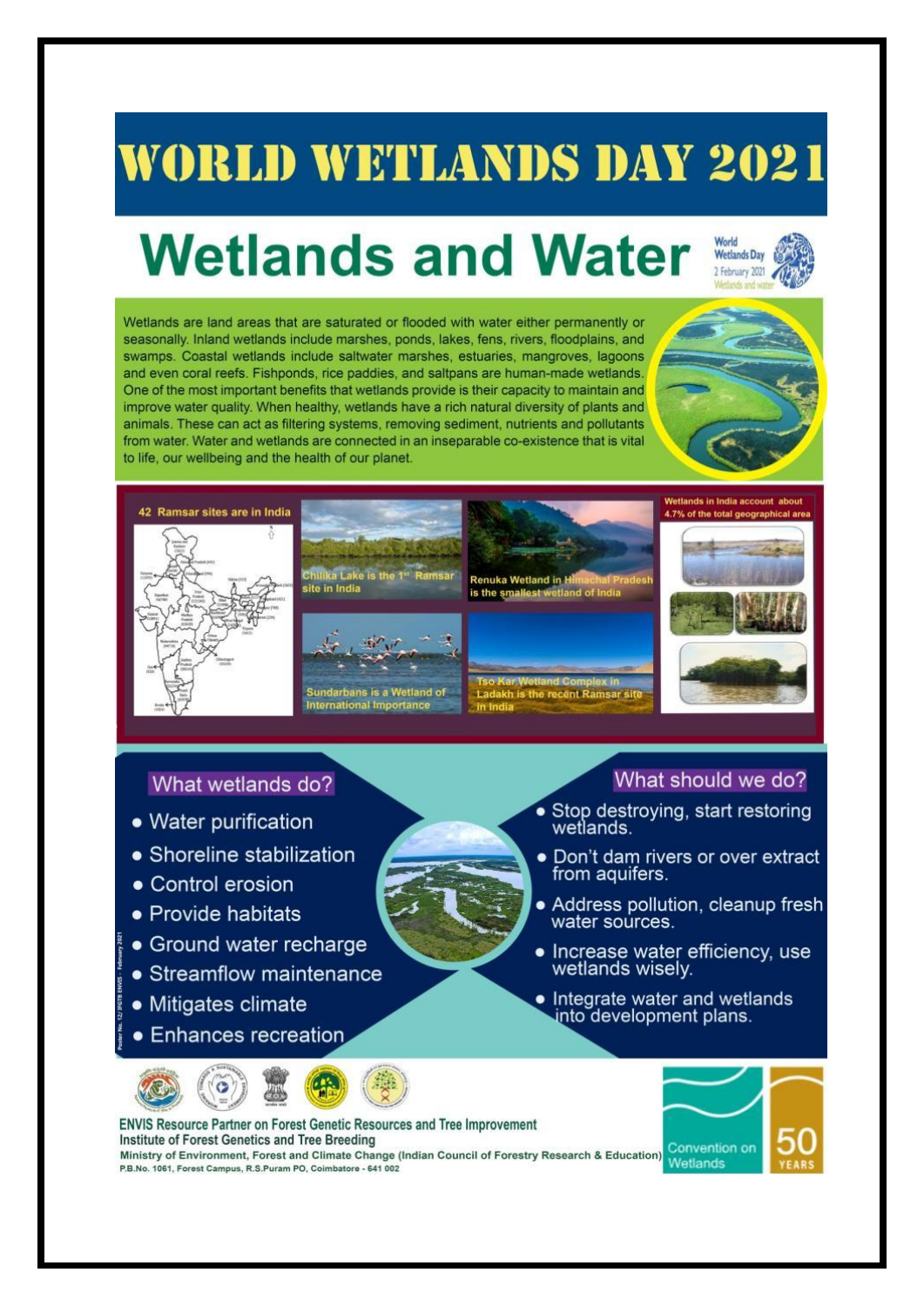# WORLD WETLANDS DAY 2021

## Wetlands and Water

World Wetlands Day
2 February 2021
Wetlands and water

Wetlands are land areas that are saturated or flooded with water either permanently or seasonally. Inland wetlands include marshes, ponds, lakes, fens, rivers, floodplains, and swamps. Coastal wetlands include saltwater marshes, estuaries, mangroves, lagoons and even coral reefs. Fishponds, rice paddies, and saltpans are human-made wetlands. One of the most important benefits that wetlands provide is their capacity to maintain and improve water quality. When healthy, wetlands have a rich natural diversity of plants and animals. These can act as filtering systems, removing sediment, nutrients and pollutants from water. Water and wetlands are connected in an inseparable co-existence that is vital to life, our wellbeing and the health of our planet.

42 Ramsar sites are in India

Chilika Lake is the 1st Ramsar site in India

Renuka Wetland in Himachal Pradesh is the smallest wetland of India

Wetlands in India account about 4.7% of the total geographical area

Sundarbans is a Wetland of International Importance

Tso Kar Wetland Complex in Ladakh is the recent Ramsar site in India

### What wetlands do?

- Water purification
- Shoreline stabilization
- Control erosion
- Provide habitats
- Ground water recharge
- Streamflow maintenance
- Mitigates climate
- Enhances recreation

### What should we do?

- Stop destroying, start restoring wetlands.
- Don't dam rivers or over extract from aquifers.
- Address pollution, cleanup fresh water sources.
- Increase water efficiency, use wetlands wisely.
- Integrate water and wetlands into development plans.

Poster No. 12/ IFGTB ENVIS - February 2021

**ENVIS Resource Partner on Forest Genetic Resources and Tree Improvement**
**Institute of Forest Genetics and Tree Breeding**
Ministry of Environment, Forest and Climate Change (Indian Council of Forestry Research & Education)
P.B.No. 1061, Forest Campus, R.S.Puram PO, Coimbatore - 641 002

Convention on Wetlands
50 YEARS